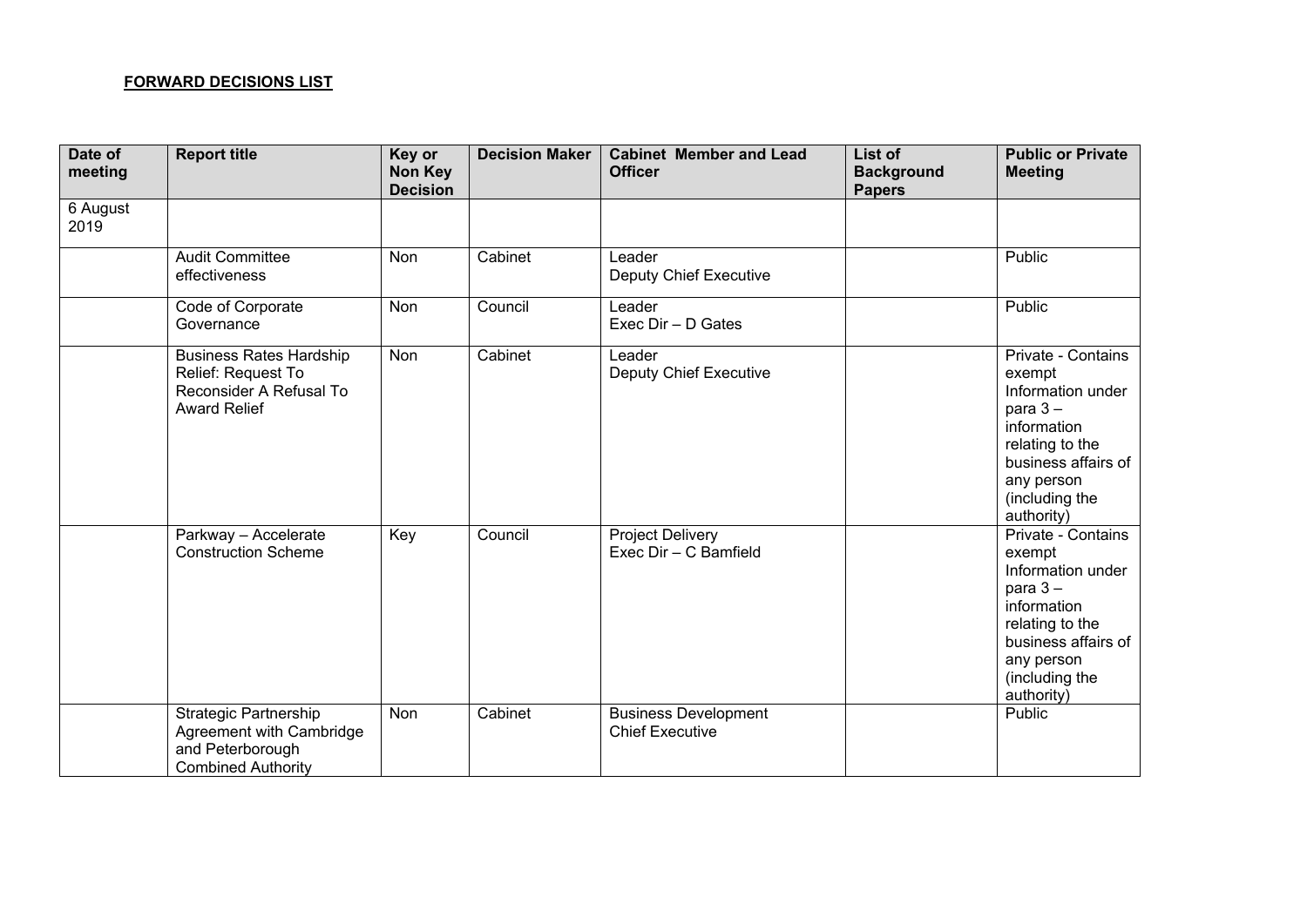**FORWARD DECISIONS LIST**

| Date of meeting | Report title | Key or Non Key Decision | Decision Maker | Cabinet Member and Lead Officer | List of Background Papers | Public or Private Meeting |
|---|---|---|---|---|---|---|
| 6 August 2019 | | | | | | |
| | Audit Committee effectiveness | Non | Cabinet | Leader<br>Deputy Chief Executive | | Public |
| | Code of Corporate Governance | Non | Council | Leader<br>Exec Dir – D Gates | | Public |
| | Business Rates Hardship Relief: Request To Reconsider A Refusal To Award Relief | Non | Cabinet | Leader<br>Deputy Chief Executive | | Private - Contains exempt Information under para 3 – information relating to the business affairs of any person (including the authority) |
| | Parkway – Accelerate Construction Scheme | Key | Council | Project Delivery<br>Exec Dir – C Bamfield | | Private - Contains exempt Information under para 3 – information relating to the business affairs of any person (including the authority) |
| | Strategic Partnership Agreement with Cambridge and Peterborough Combined Authority | Non | Cabinet | Business Development<br>Chief Executive | | Public |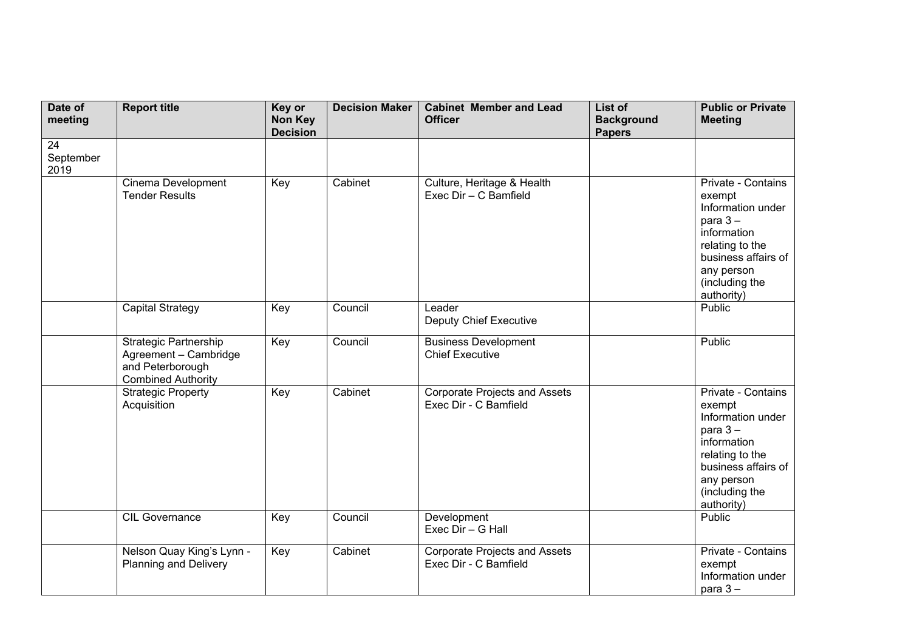| Date of meeting | Report title | Key or Non Key Decision | Decision Maker | Cabinet Member and Lead Officer | List of Background Papers | Public or Private Meeting |
|---|---|---|---|---|---|---|
| 24 September 2019 | | | | | | |
| | Cinema Development Tender Results | Key | Cabinet | Culture, Heritage & Health<br>Exec Dir – C Bamfield | | Private - Contains exempt Information under para 3 – information relating to the business affairs of any person (including the authority) |
| | Capital Strategy | Key | Council | Leader<br>Deputy Chief Executive | | Public |
| | Strategic Partnership Agreement – Cambridge and Peterborough Combined Authority | Key | Council | Business Development<br>Chief Executive | | Public |
| | Strategic Property Acquisition | Key | Cabinet | Corporate Projects and Assets<br>Exec Dir - C Bamfield | | Private - Contains exempt Information under para 3 – information relating to the business affairs of any person (including the authority) |
| | CIL Governance | Key | Council | Development<br>Exec Dir – G Hall | | Public |
| | Nelson Quay King's Lynn - Planning and Delivery | Key | Cabinet | Corporate Projects and Assets<br>Exec Dir - C Bamfield | | Private - Contains exempt Information under para 3 – |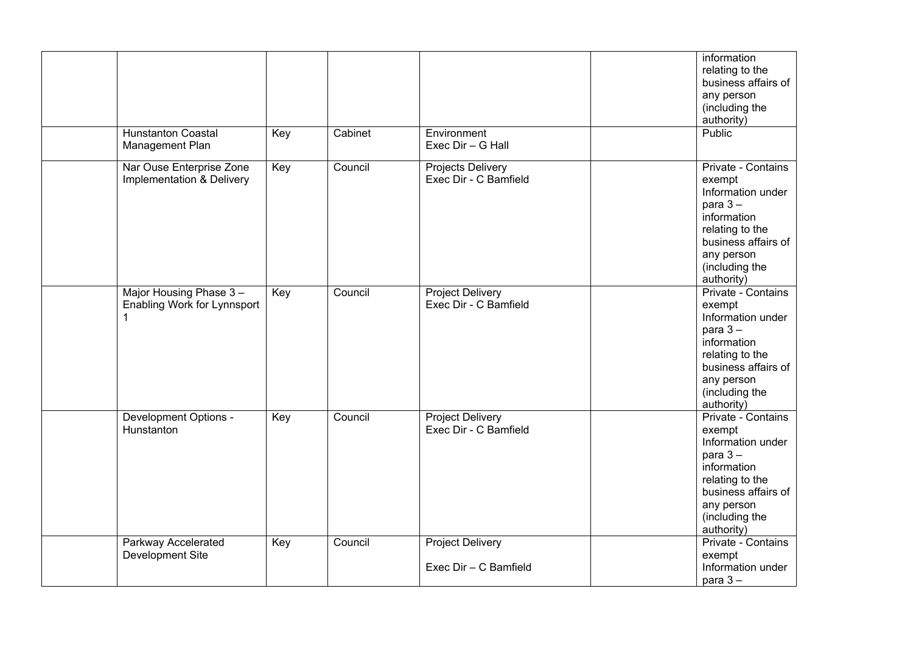| | | | | | | |
|---|---|---|---|---|---|---|
| | | | | | | information relating to the business affairs of any person (including the authority) |
| | Hunstanton Coastal Management Plan | Key | Cabinet | Environment<br>Exec Dir – G Hall | | Public |
| | Nar Ouse Enterprise Zone Implementation & Delivery | Key | Council | Projects Delivery<br>Exec Dir - C Bamfield | | Private - Contains exempt Information under para 3 – information relating to the business affairs of any person (including the authority) |
| | Major Housing Phase 3 – Enabling Work for Lynnsport 1 | Key | Council | Project Delivery<br>Exec Dir - C Bamfield | | Private - Contains exempt Information under para 3 – information relating to the business affairs of any person (including the authority) |
| | Development Options - Hunstanton | Key | Council | Project Delivery<br>Exec Dir - C Bamfield | | Private - Contains exempt Information under para 3 – information relating to the business affairs of any person (including the authority) |
| | Parkway Accelerated Development Site | Key | Council | Project Delivery<br><br>Exec Dir – C Bamfield | | Private - Contains exempt Information under para 3 – |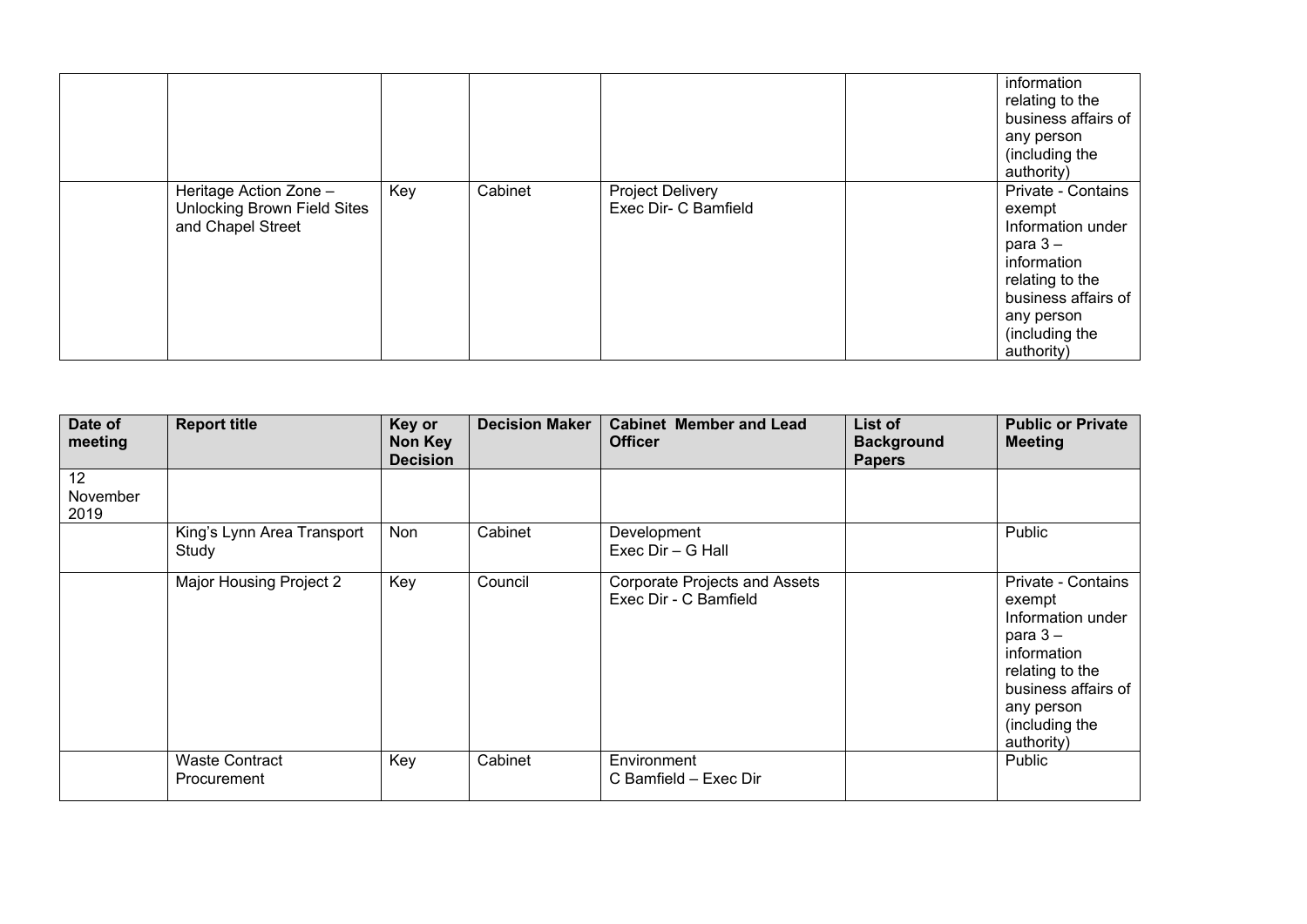| | | | | | | |
|---|---|---|---|---|---|---|
| | | | | | | information relating to the business affairs of any person (including the authority) |
| | Heritage Action Zone – Unlocking Brown Field Sites and Chapel Street | Key | Cabinet | Project Delivery Exec Dir- C Bamfield | | Private - Contains exempt Information under para 3 – information relating to the business affairs of any person (including the authority) |

| Date of meeting | Report title | Key or Non Key Decision | Decision Maker | Cabinet Member and Lead Officer | List of Background Papers | Public or Private Meeting |
|---|---|---|---|---|---|---|
| 12 November 2019 | | | | | | |
| | King's Lynn Area Transport Study | Non | Cabinet | Development Exec Dir – G Hall | | Public |
| | Major Housing Project 2 | Key | Council | Corporate Projects and Assets Exec Dir - C Bamfield | | Private - Contains exempt Information under para 3 – information relating to the business affairs of any person (including the authority) |
| | Waste Contract Procurement | Key | Cabinet | Environment C Bamfield – Exec Dir | | Public |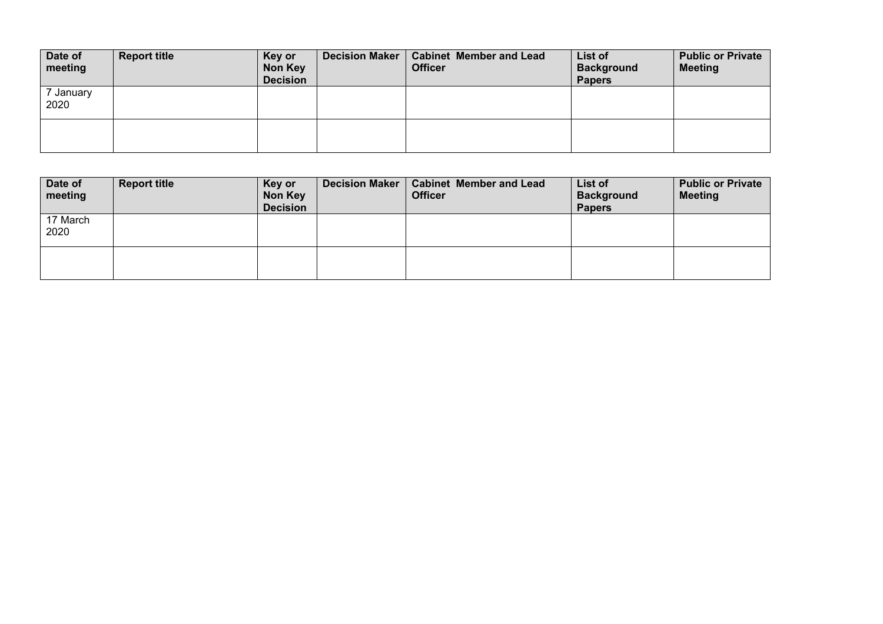| Date of meeting | Report title | Key or Non Key Decision | Decision Maker | Cabinet Member and Lead Officer | List of Background Papers | Public or Private Meeting |
|---|---|---|---|---|---|---|
| 7 January 2020 | | | | | | |
| | | | | | | |

| Date of meeting | Report title | Key or Non Key Decision | Decision Maker | Cabinet Member and Lead Officer | List of Background Papers | Public or Private Meeting |
|---|---|---|---|---|---|---|
| 17 March 2020 | | | | | | |
| | | | | | | |